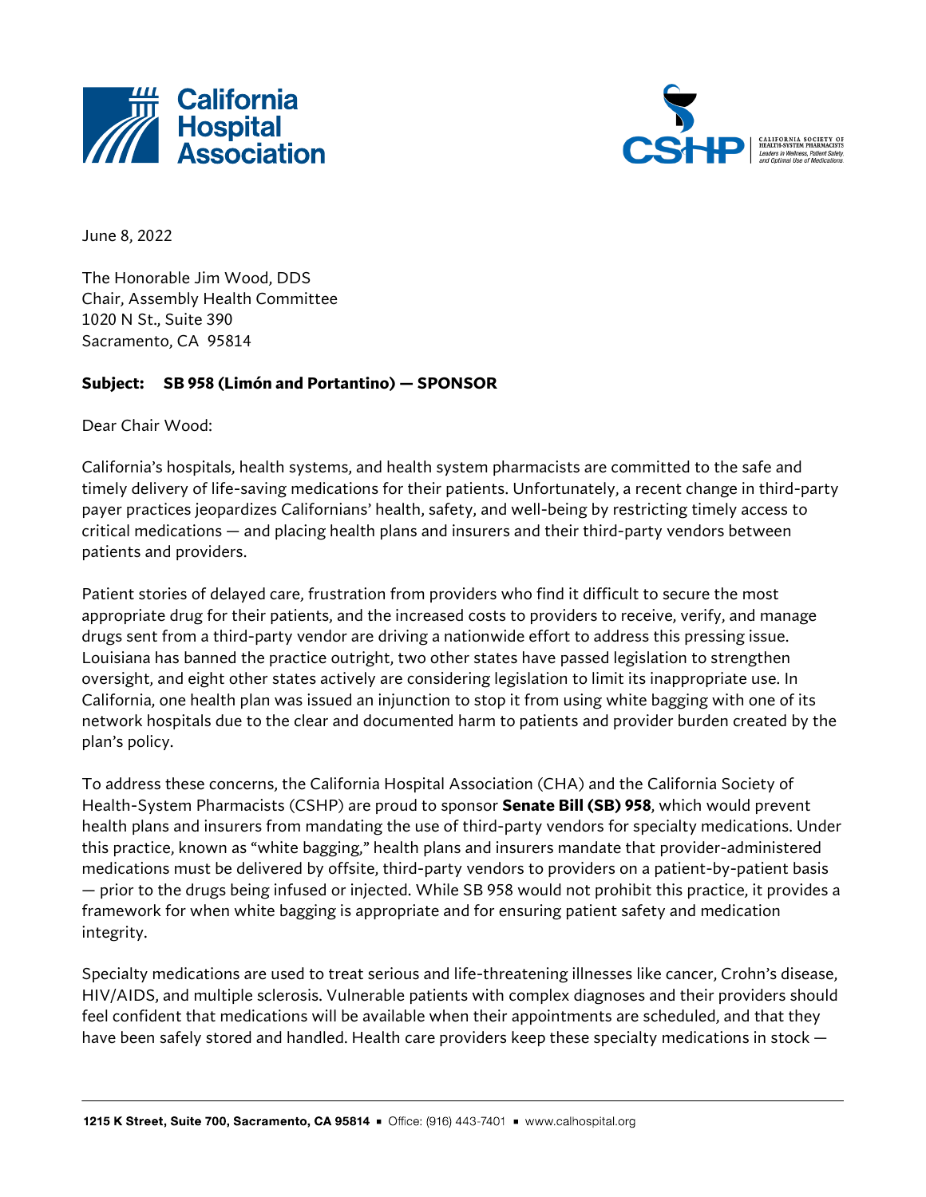California Hospital Association

CSHP California Society of Health-System Pharmacists Leaders in Wellness, Patient Safety, and Optimal Use of Medications

June 8, 2022

The Honorable Jim Wood, DDS
Chair, Assembly Health Committee
1020 N St., Suite 390
Sacramento, CA 95814

**Subject: SB 958 (Limón and Portantino) — SPONSOR**

Dear Chair Wood:

California's hospitals, health systems, and health system pharmacists are committed to the safe and timely delivery of life-saving medications for their patients. Unfortunately, a recent change in third-party payer practices jeopardizes Californians' health, safety, and well-being by restricting timely access to critical medications — and placing health plans and insurers and their third-party vendors between patients and providers.

Patient stories of delayed care, frustration from providers who find it difficult to secure the most appropriate drug for their patients, and the increased costs to providers to receive, verify, and manage drugs sent from a third-party vendor are driving a nationwide effort to address this pressing issue. Louisiana has banned the practice outright, two other states have passed legislation to strengthen oversight, and eight other states actively are considering legislation to limit its inappropriate use. In California, one health plan was issued an injunction to stop it from using white bagging with one of its network hospitals due to the clear and documented harm to patients and provider burden created by the plan's policy.

To address these concerns, the California Hospital Association (CHA) and the California Society of Health-System Pharmacists (CSHP) are proud to sponsor **Senate Bill (SB) 958**, which would prevent health plans and insurers from mandating the use of third-party vendors for specialty medications. Under this practice, known as "white bagging," health plans and insurers mandate that provider-administered medications must be delivered by offsite, third-party vendors to providers on a patient-by-patient basis — prior to the drugs being infused or injected. While SB 958 would not prohibit this practice, it provides a framework for when white bagging is appropriate and for ensuring patient safety and medication integrity.

Specialty medications are used to treat serious and life-threatening illnesses like cancer, Crohn's disease, HIV/AIDS, and multiple sclerosis. Vulnerable patients with complex diagnoses and their providers should feel confident that medications will be available when their appointments are scheduled, and that they have been safely stored and handled. Health care providers keep these specialty medications in stock —

**1215 K Street, Suite 700, Sacramento, CA 95814** ▪ Office: (916) 443-7401 ▪ www.calhospital.org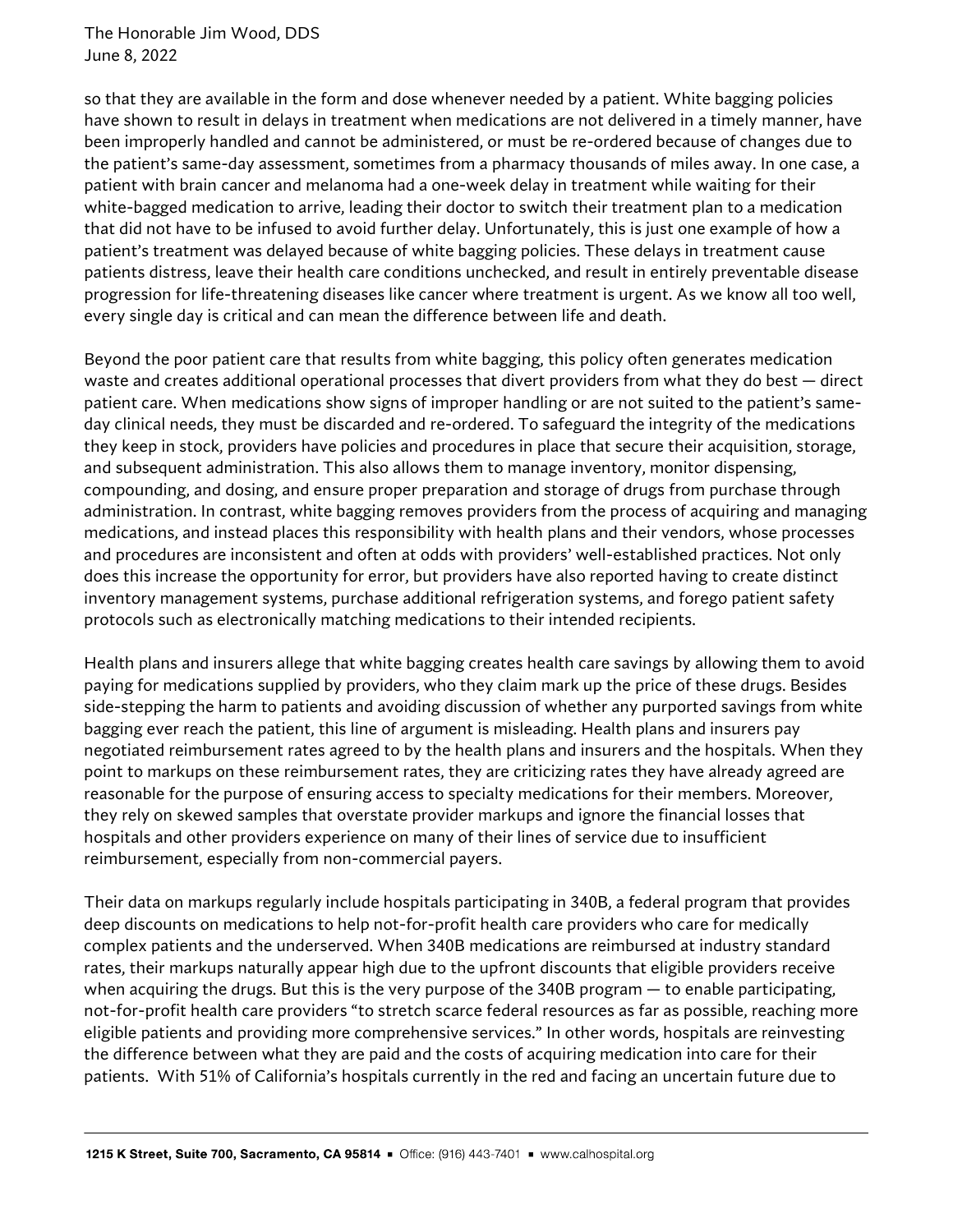so that they are available in the form and dose whenever needed by a patient. White bagging policies have shown to result in delays in treatment when medications are not delivered in a timely manner, have been improperly handled and cannot be administered, or must be re-ordered because of changes due to the patient's same-day assessment, sometimes from a pharmacy thousands of miles away. In one case, a patient with brain cancer and melanoma had a one-week delay in treatment while waiting for their white-bagged medication to arrive, leading their doctor to switch their treatment plan to a medication that did not have to be infused to avoid further delay. Unfortunately, this is just one example of how a patient's treatment was delayed because of white bagging policies. These delays in treatment cause patients distress, leave their health care conditions unchecked, and result in entirely preventable disease progression for life-threatening diseases like cancer where treatment is urgent. As we know all too well, every single day is critical and can mean the difference between life and death.

Beyond the poor patient care that results from white bagging, this policy often generates medication waste and creates additional operational processes that divert providers from what they do best — direct patient care. When medications show signs of improper handling or are not suited to the patient's same-day clinical needs, they must be discarded and re-ordered. To safeguard the integrity of the medications they keep in stock, providers have policies and procedures in place that secure their acquisition, storage, and subsequent administration. This also allows them to manage inventory, monitor dispensing, compounding, and dosing, and ensure proper preparation and storage of drugs from purchase through administration. In contrast, white bagging removes providers from the process of acquiring and managing medications, and instead places this responsibility with health plans and their vendors, whose processes and procedures are inconsistent and often at odds with providers' well-established practices. Not only does this increase the opportunity for error, but providers have also reported having to create distinct inventory management systems, purchase additional refrigeration systems, and forego patient safety protocols such as electronically matching medications to their intended recipients.

Health plans and insurers allege that white bagging creates health care savings by allowing them to avoid paying for medications supplied by providers, who they claim mark up the price of these drugs. Besides side-stepping the harm to patients and avoiding discussion of whether any purported savings from white bagging ever reach the patient, this line of argument is misleading. Health plans and insurers pay negotiated reimbursement rates agreed to by the health plans and insurers and the hospitals. When they point to markups on these reimbursement rates, they are criticizing rates they have already agreed are reasonable for the purpose of ensuring access to specialty medications for their members. Moreover, they rely on skewed samples that overstate provider markups and ignore the financial losses that hospitals and other providers experience on many of their lines of service due to insufficient reimbursement, especially from non-commercial payers.

Their data on markups regularly include hospitals participating in 340B, a federal program that provides deep discounts on medications to help not-for-profit health care providers who care for medically complex patients and the underserved. When 340B medications are reimbursed at industry standard rates, their markups naturally appear high due to the upfront discounts that eligible providers receive when acquiring the drugs. But this is the very purpose of the 340B program — to enable participating, not-for-profit health care providers "to stretch scarce federal resources as far as possible, reaching more eligible patients and providing more comprehensive services." In other words, hospitals are reinvesting the difference between what they are paid and the costs of acquiring medication into care for their patients. With 51% of California's hospitals currently in the red and facing an uncertain future due to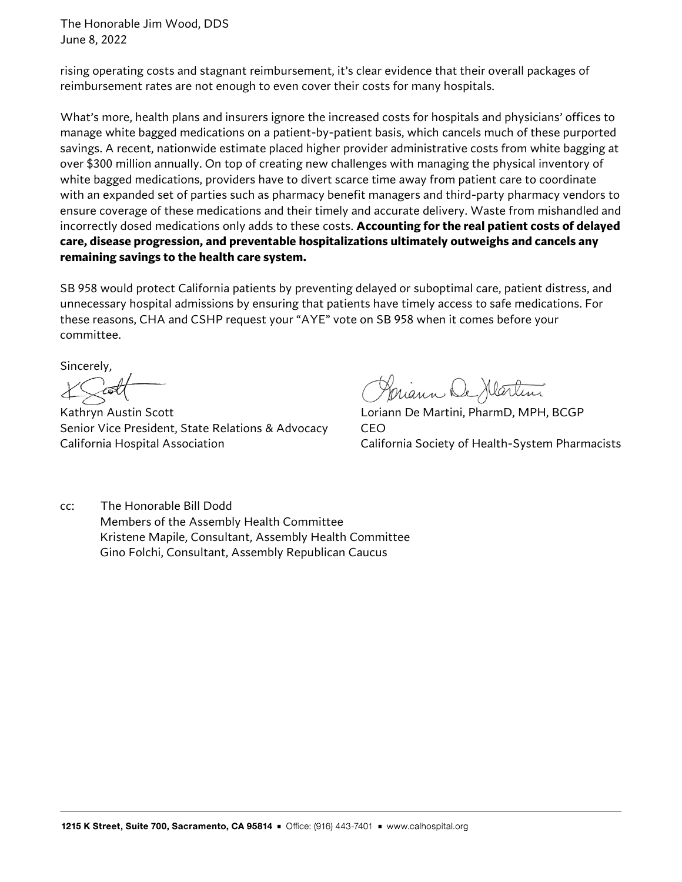rising operating costs and stagnant reimbursement, it's clear evidence that their overall packages of reimbursement rates are not enough to even cover their costs for many hospitals.

What's more, health plans and insurers ignore the increased costs for hospitals and physicians' offices to manage white bagged medications on a patient-by-patient basis, which cancels much of these purported savings. A recent, nationwide estimate placed higher provider administrative costs from white bagging at over $300 million annually. On top of creating new challenges with managing the physical inventory of white bagged medications, providers have to divert scarce time away from patient care to coordinate with an expanded set of parties such as pharmacy benefit managers and third-party pharmacy vendors to ensure coverage of these medications and their timely and accurate delivery. Waste from mishandled and incorrectly dosed medications only adds to these costs. **Accounting for the real patient costs of delayed care, disease progression, and preventable hospitalizations ultimately outweighs and cancels any remaining savings to the health care system.**

SB 958 would protect California patients by preventing delayed or suboptimal care, patient distress, and unnecessary hospital admissions by ensuring that patients have timely access to safe medications. For these reasons, CHA and CSHP request your "AYE" vote on SB 958 when it comes before your committee.

Sincerely,

Kathryn Austin Scott
Senior Vice President, State Relations & Advocacy
California Hospital Association

Loriann De Martini, PharmD, MPH, BCGP
CEO
California Society of Health-System Pharmacists

cc: The Honorable Bill Dodd
Members of the Assembly Health Committee
Kristene Mapile, Consultant, Assembly Health Committee
Gino Folchi, Consultant, Assembly Republican Caucus